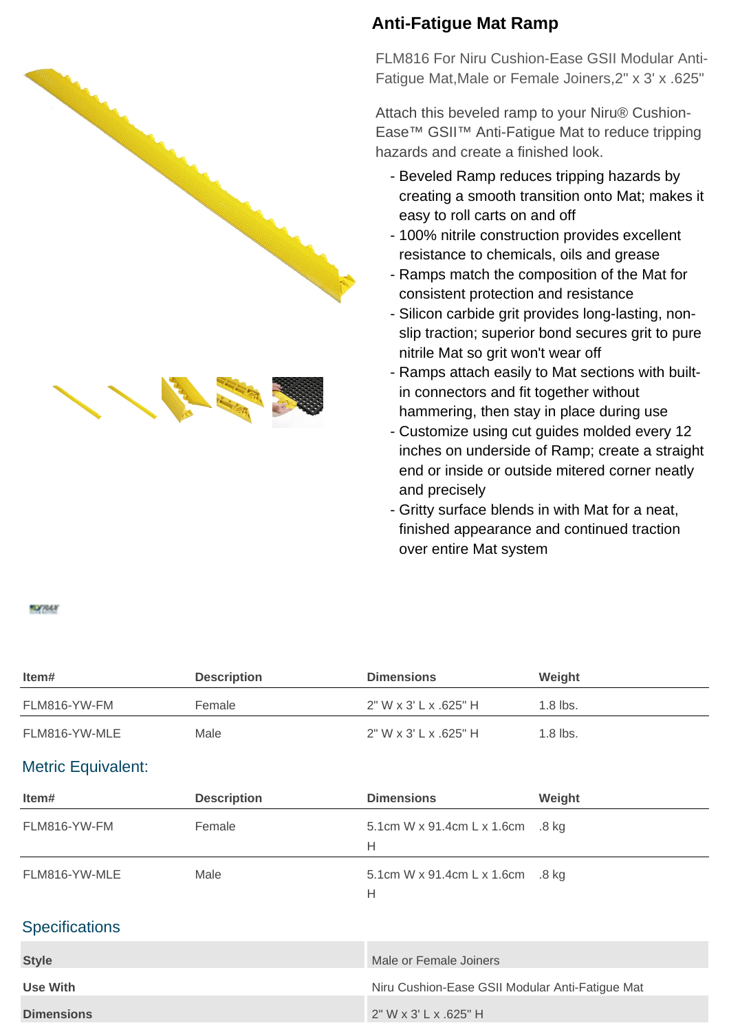# Anti-Fatigue Mat Ramp

FLM816 For Niru Cushion-Ease GSII Modular Anti-Fatigue Mat,Male or Female Joiners,2" x 3' x .625"

Attach this beveled ramp to your Niru® Cushion-Ease™ GSII™ Anti-Fatigue Mat to reduce tripping hazards and create a finished look.

- Beveled Ramp reduces tripping hazards by creating a smooth transition onto Mat; makes it easy to roll carts on and off
- 100% nitrile construction provides excellent resistance to chemicals, oils and grease
- Ramps match the composition of the Mat for consistent protection and resistance
- Silicon carbide grit provides long-lasting, non-slip traction; superior bond secures grit to pure nitrile Mat so grit won't wear off
- Ramps attach easily to Mat sections with built-in connectors and fit together without hammering, then stay in place during use
- Customize using cut guides molded every 12 inches on underside of Ramp; create a straight end or inside or outside mitered corner neatly and precisely
- Gritty surface blends in with Mat for a neat, finished appearance and continued traction over entire Mat system

| Item# | Description | Dimensions | Weight |
|---|---|---|---|
| FLM816-YW-FM | Female | 2" W x 3' L x .625" H | 1.8 lbs. |
| FLM816-YW-MLE | Male | 2" W x 3' L x .625" H | 1.8 lbs. |

## Metric Equivalent:

| Item# | Description | Dimensions | Weight |
|---|---|---|---|
| FLM816-YW-FM | Female | 5.1cm W x 91.4cm L x 1.6cm H | .8 kg |
| FLM816-YW-MLE | Male | 5.1cm W x 91.4cm L x 1.6cm H | .8 kg |

## Specifications

| | |
|---|---|
| **Style** | Male or Female Joiners |
| **Use With** | Niru Cushion-Ease GSII Modular Anti-Fatigue Mat |
| **Dimensions** | 2" W x 3' L x .625" H |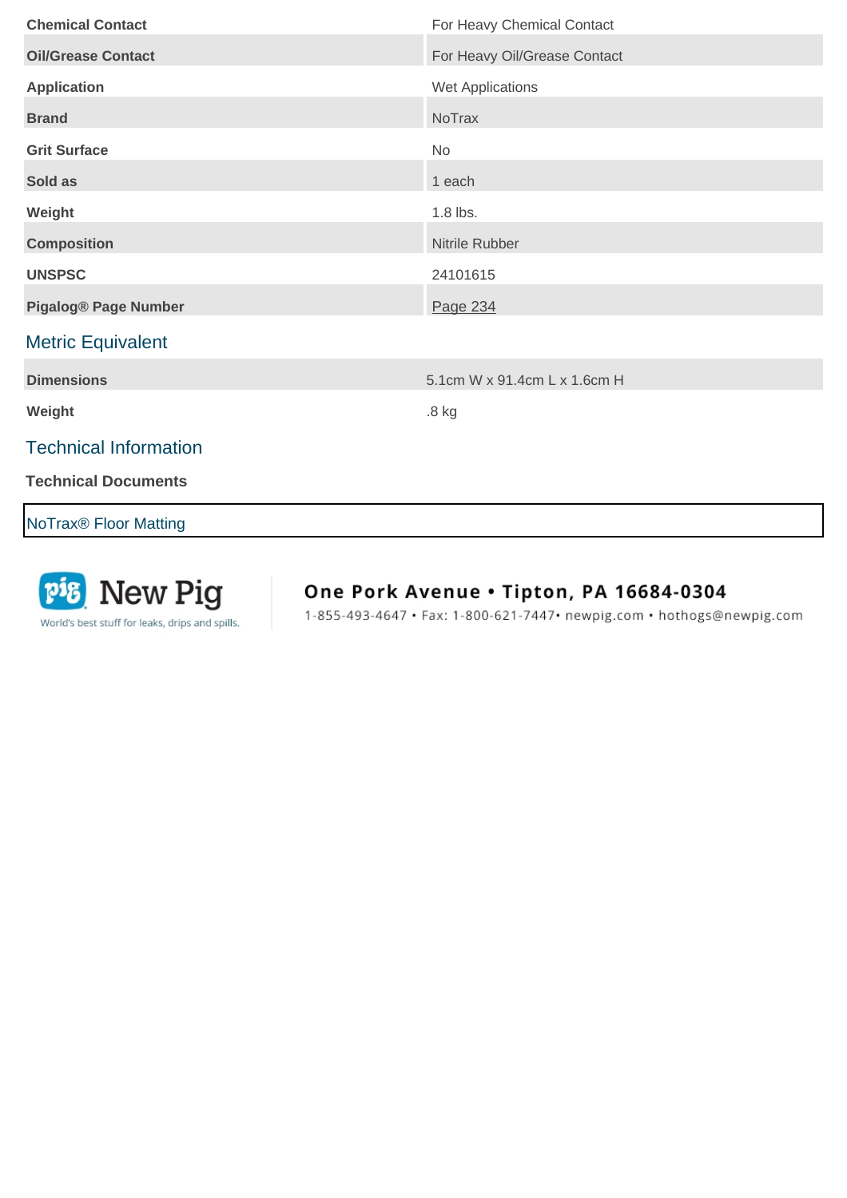| | |
|---|---|
| **Chemical Contact** | For Heavy Chemical Contact |
| **Oil/Grease Contact** | For Heavy Oil/Grease Contact |
| **Application** | Wet Applications |
| **Brand** | NoTrax |
| **Grit Surface** | No |
| **Sold as** | 1 each |
| **Weight** | 1.8 lbs. |
| **Composition** | Nitrile Rubber |
| **UNSPSC** | 24101615 |
| **Pigalog® Page Number** | Page 234 |

## Metric Equivalent

| | |
|---|---|
| **Dimensions** | 5.1cm W x 91.4cm L x 1.6cm H |
| **Weight** | .8 kg |

## Technical Information

**Technical Documents**

NoTrax® Floor Matting

New Pig
World's best stuff for leaks, drips and spills.

**One Pork Avenue • Tipton, PA 16684-0304**
1-855-493-4647 • Fax: 1-800-621-7447• newpig.com • hothogs@newpig.com